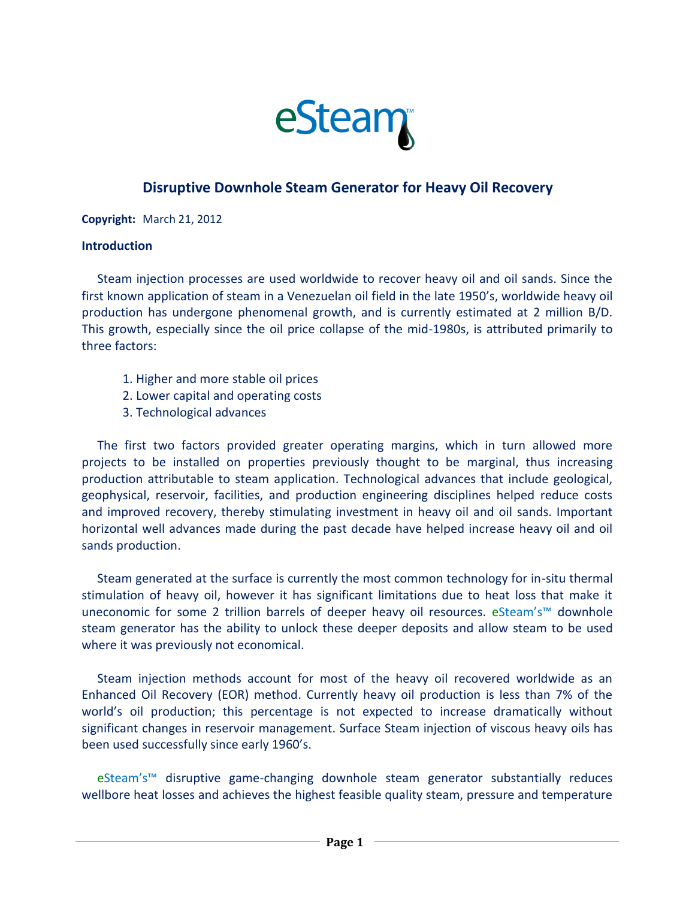eSteam™

# Disruptive Downhole Steam Generator for Heavy Oil Recovery

**Copyright:** March 21, 2012

**Introduction**

Steam injection processes are used worldwide to recover heavy oil and oil sands. Since the first known application of steam in a Venezuelan oil field in the late 1950's, worldwide heavy oil production has undergone phenomenal growth, and is currently estimated at 2 million B/D. This growth, especially since the oil price collapse of the mid-1980s, is attributed primarily to three factors:

1. Higher and more stable oil prices
2. Lower capital and operating costs
3. Technological advances

The first two factors provided greater operating margins, which in turn allowed more projects to be installed on properties previously thought to be marginal, thus increasing production attributable to steam application. Technological advances that include geological, geophysical, reservoir, facilities, and production engineering disciplines helped reduce costs and improved recovery, thereby stimulating investment in heavy oil and oil sands. Important horizontal well advances made during the past decade have helped increase heavy oil and oil sands production.

Steam generated at the surface is currently the most common technology for in-situ thermal stimulation of heavy oil, however it has significant limitations due to heat loss that make it uneconomic for some 2 trillion barrels of deeper heavy oil resources. eSteam's™ downhole steam generator has the ability to unlock these deeper deposits and allow steam to be used where it was previously not economical.

Steam injection methods account for most of the heavy oil recovered worldwide as an Enhanced Oil Recovery (EOR) method. Currently heavy oil production is less than 7% of the world's oil production; this percentage is not expected to increase dramatically without significant changes in reservoir management. Surface Steam injection of viscous heavy oils has been used successfully since early 1960's.

eSteam's™ disruptive game-changing downhole steam generator substantially reduces wellbore heat losses and achieves the highest feasible quality steam, pressure and temperature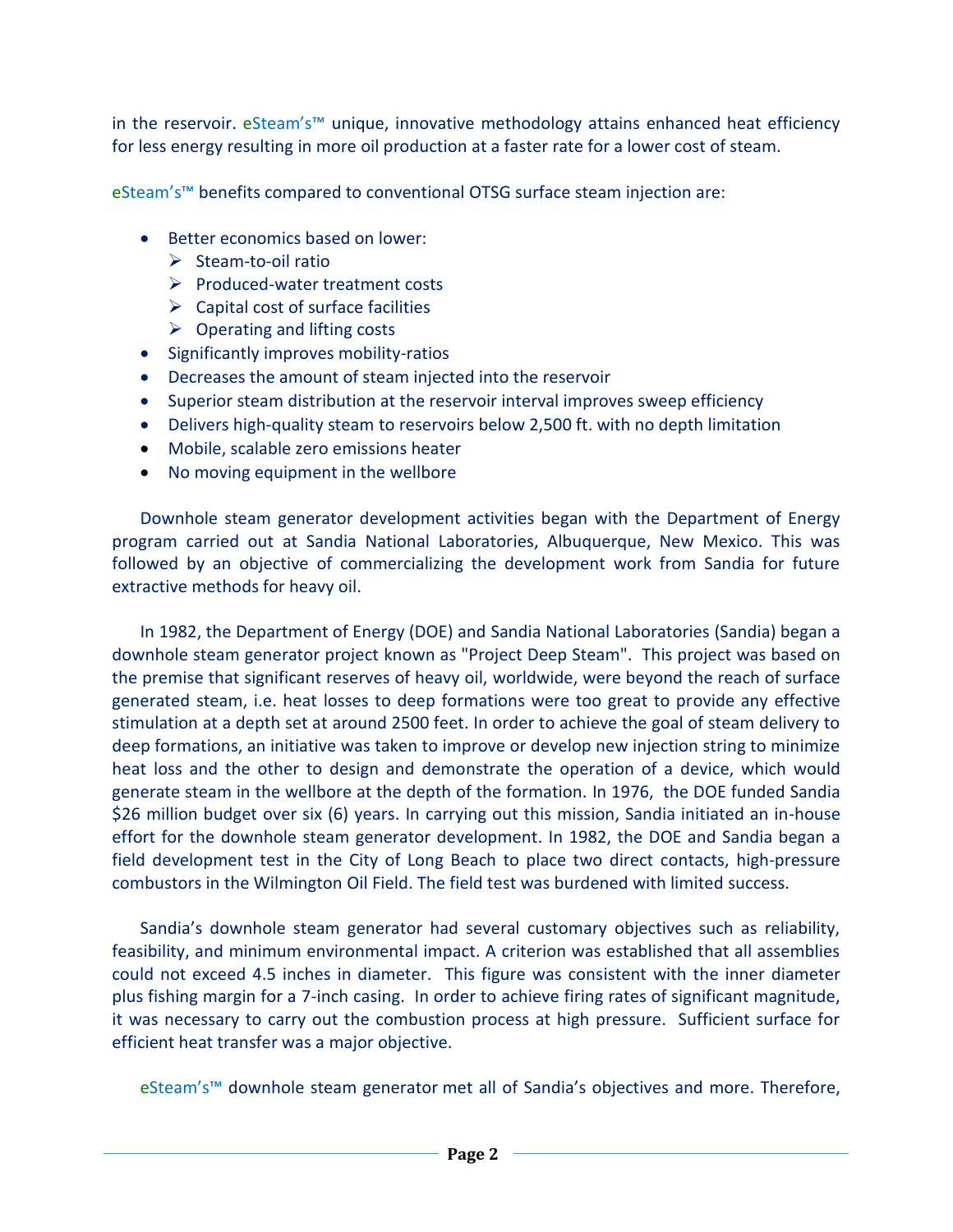in the reservoir. eSteam's™ unique, innovative methodology attains enhanced heat efficiency for less energy resulting in more oil production at a faster rate for a lower cost of steam.

eSteam's™ benefits compared to conventional OTSG surface steam injection are:

- Better economics based on lower:
  - Steam-to-oil ratio
  - Produced-water treatment costs
  - Capital cost of surface facilities
  - Operating and lifting costs
- Significantly improves mobility-ratios
- Decreases the amount of steam injected into the reservoir
- Superior steam distribution at the reservoir interval improves sweep efficiency
- Delivers high-quality steam to reservoirs below 2,500 ft. with no depth limitation
- Mobile, scalable zero emissions heater
- No moving equipment in the wellbore

Downhole steam generator development activities began with the Department of Energy program carried out at Sandia National Laboratories, Albuquerque, New Mexico. This was followed by an objective of commercializing the development work from Sandia for future extractive methods for heavy oil.

In 1982, the Department of Energy (DOE) and Sandia National Laboratories (Sandia) began a downhole steam generator project known as "Project Deep Steam". This project was based on the premise that significant reserves of heavy oil, worldwide, were beyond the reach of surface generated steam, i.e. heat losses to deep formations were too great to provide any effective stimulation at a depth set at around 2500 feet. In order to achieve the goal of steam delivery to deep formations, an initiative was taken to improve or develop new injection string to minimize heat loss and the other to design and demonstrate the operation of a device, which would generate steam in the wellbore at the depth of the formation. In 1976, the DOE funded Sandia $26 million budget over six (6) years. In carrying out this mission, Sandia initiated an in-house effort for the downhole steam generator development. In 1982, the DOE and Sandia began a field development test in the City of Long Beach to place two direct contacts, high-pressure combustors in the Wilmington Oil Field. The field test was burdened with limited success.

Sandia's downhole steam generator had several customary objectives such as reliability, feasibility, and minimum environmental impact. A criterion was established that all assemblies could not exceed 4.5 inches in diameter. This figure was consistent with the inner diameter plus fishing margin for a 7-inch casing. In order to achieve firing rates of significant magnitude, it was necessary to carry out the combustion process at high pressure. Sufficient surface for efficient heat transfer was a major objective.

eSteam's™ downhole steam generator met all of Sandia's objectives and more. Therefore,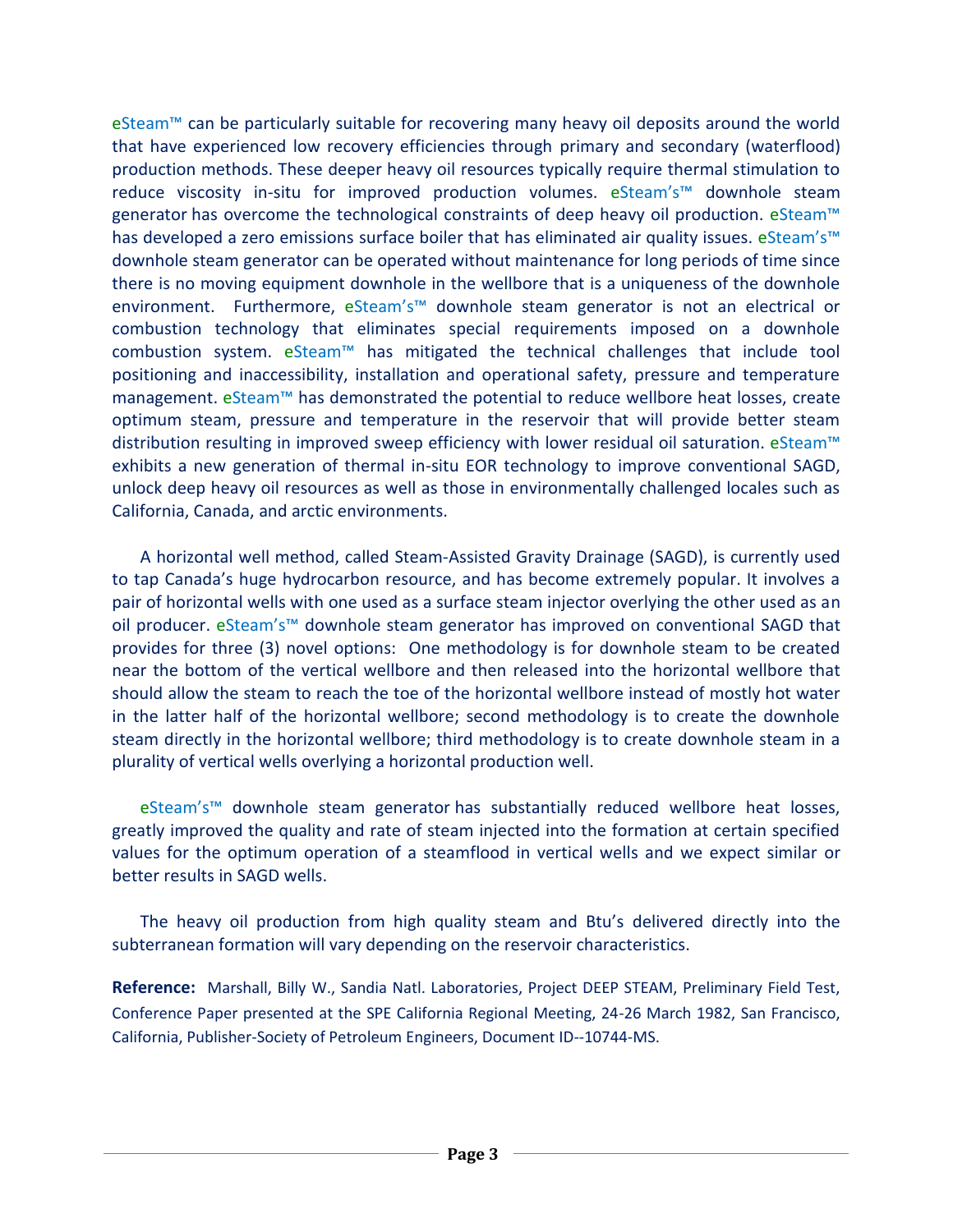eSteam™ can be particularly suitable for recovering many heavy oil deposits around the world that have experienced low recovery efficiencies through primary and secondary (waterflood) production methods. These deeper heavy oil resources typically require thermal stimulation to reduce viscosity in-situ for improved production volumes. eSteam's™ downhole steam generator has overcome the technological constraints of deep heavy oil production. eSteam™ has developed a zero emissions surface boiler that has eliminated air quality issues. eSteam's™ downhole steam generator can be operated without maintenance for long periods of time since there is no moving equipment downhole in the wellbore that is a uniqueness of the downhole environment. Furthermore, eSteam's™ downhole steam generator is not an electrical or combustion technology that eliminates special requirements imposed on a downhole combustion system. eSteam™ has mitigated the technical challenges that include tool positioning and inaccessibility, installation and operational safety, pressure and temperature management. eSteam™ has demonstrated the potential to reduce wellbore heat losses, create optimum steam, pressure and temperature in the reservoir that will provide better steam distribution resulting in improved sweep efficiency with lower residual oil saturation. eSteam™ exhibits a new generation of thermal in-situ EOR technology to improve conventional SAGD, unlock deep heavy oil resources as well as those in environmentally challenged locales such as California, Canada, and arctic environments.

A horizontal well method, called Steam-Assisted Gravity Drainage (SAGD), is currently used to tap Canada's huge hydrocarbon resource, and has become extremely popular. It involves a pair of horizontal wells with one used as a surface steam injector overlying the other used as an oil producer. eSteam's™ downhole steam generator has improved on conventional SAGD that provides for three (3) novel options: One methodology is for downhole steam to be created near the bottom of the vertical wellbore and then released into the horizontal wellbore that should allow the steam to reach the toe of the horizontal wellbore instead of mostly hot water in the latter half of the horizontal wellbore; second methodology is to create the downhole steam directly in the horizontal wellbore; third methodology is to create downhole steam in a plurality of vertical wells overlying a horizontal production well.

eSteam's™ downhole steam generator has substantially reduced wellbore heat losses, greatly improved the quality and rate of steam injected into the formation at certain specified values for the optimum operation of a steamflood in vertical wells and we expect similar or better results in SAGD wells.

The heavy oil production from high quality steam and Btu's delivered directly into the subterranean formation will vary depending on the reservoir characteristics.

**Reference:** Marshall, Billy W., Sandia Natl. Laboratories, Project DEEP STEAM, Preliminary Field Test, Conference Paper presented at the SPE California Regional Meeting, 24-26 March 1982, San Francisco, California, Publisher-Society of Petroleum Engineers, Document ID--10744-MS.